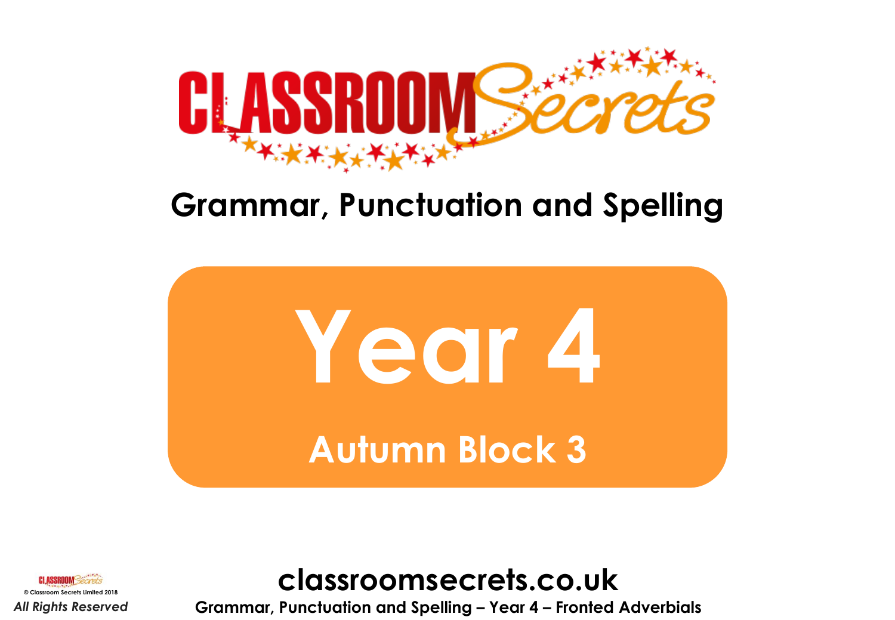## Grammar, Punctuation and Spelling

# Year 4

### Autumn Block 3

classroomsecrets.co.uk

Grammar, Punctuation and Spelling – Year 4 – Fronted Adverbials

© Classroom Secrets Limited 2018

*All Rights Reserved*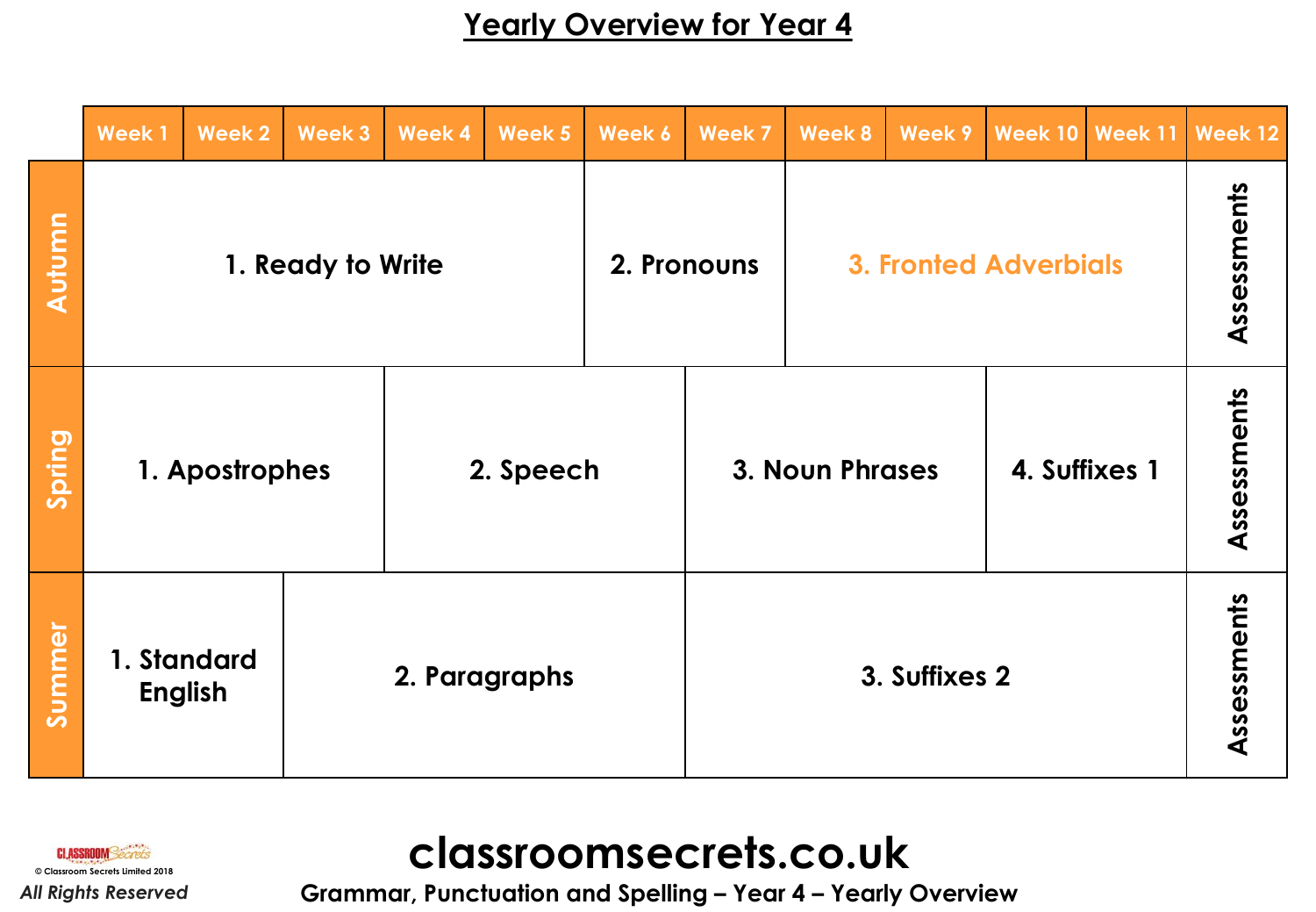# Yearly Overview for Year 4

| | Week 1 | Week 2 | Week 3 | Week 4 | Week 5 | Week 6 | Week 7 | Week 8 | Week 9 | Week 10 | Week 11 | Week 12 |
|---|---|---|---|---|---|---|---|---|---|---|---|---|
| Autumn | 1. Ready to Write | | | | | 2. Pronouns | | 3. Fronted Adverbials | | | | Assessments |
| Spring | 1. Apostrophes | | | 2. Speech | | | 3. Noun Phrases | | | 4. Suffixes 1 | | Assessments |
| Summer | 1. Standard English | | 2. Paragraphs | | | | 3. Suffixes 2 | | | | | Assessments |

© Classroom Secrets Limited 2018

*All Rights Reserved*

**classroomsecrets.co.uk**

**Grammar, Punctuation and Spelling – Year 4 – Yearly Overview**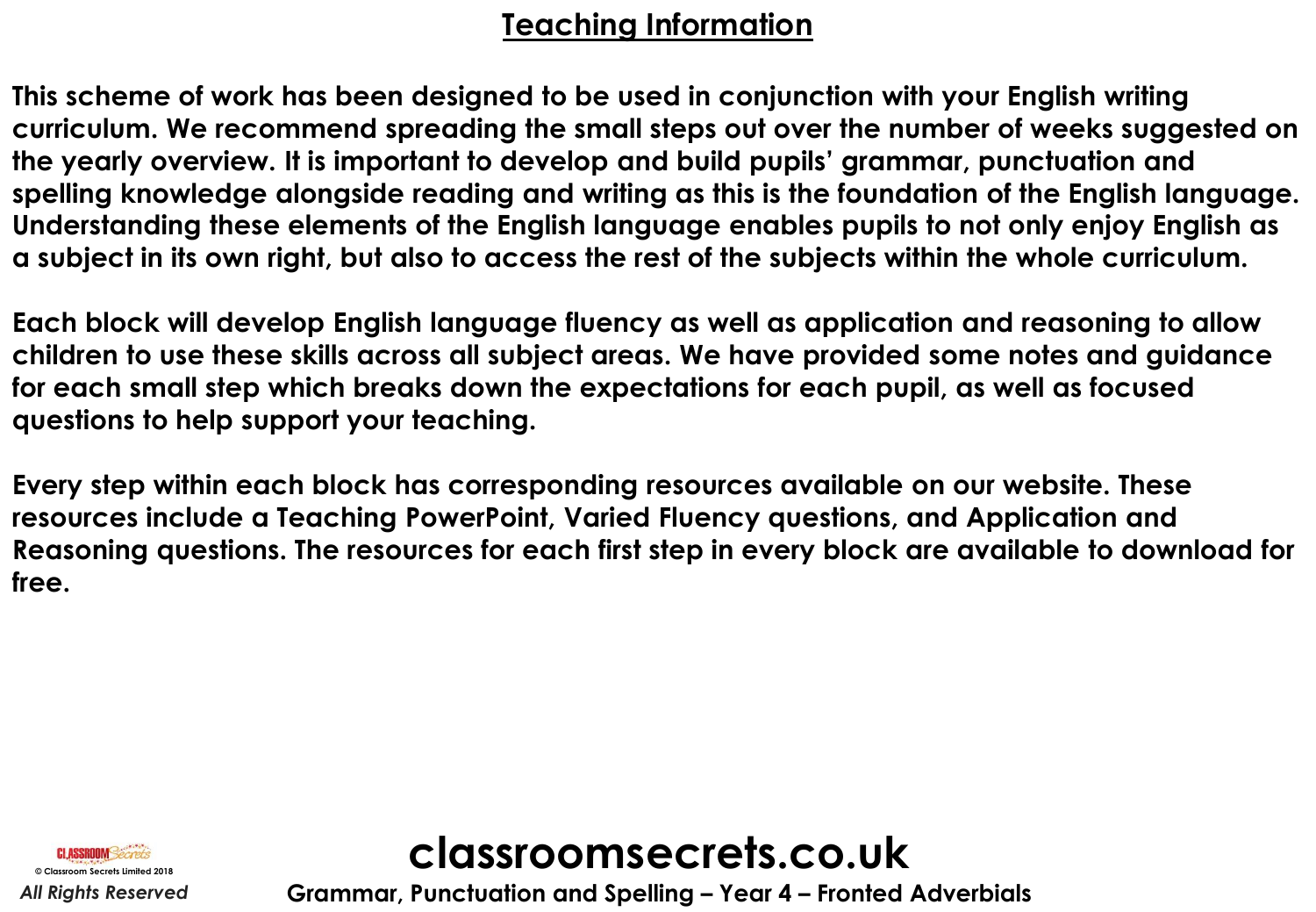# Teaching Information

**This scheme of work has been designed to be used in conjunction with your English writing curriculum. We recommend spreading the small steps out over the number of weeks suggested on the yearly overview. It is important to develop and build pupils' grammar, punctuation and spelling knowledge alongside reading and writing as this is the foundation of the English language. Understanding these elements of the English language enables pupils to not only enjoy English as a subject in its own right, but also to access the rest of the subjects within the whole curriculum.**

**Each block will develop English language fluency as well as application and reasoning to allow children to use these skills across all subject areas. We have provided some notes and guidance for each small step which breaks down the expectations for each pupil, as well as focused questions to help support your teaching.**

**Every step within each block has corresponding resources available on our website. These resources include a Teaching PowerPoint, Varied Fluency questions, and Application and Reasoning questions. The resources for each first step in every block are available to download for free.**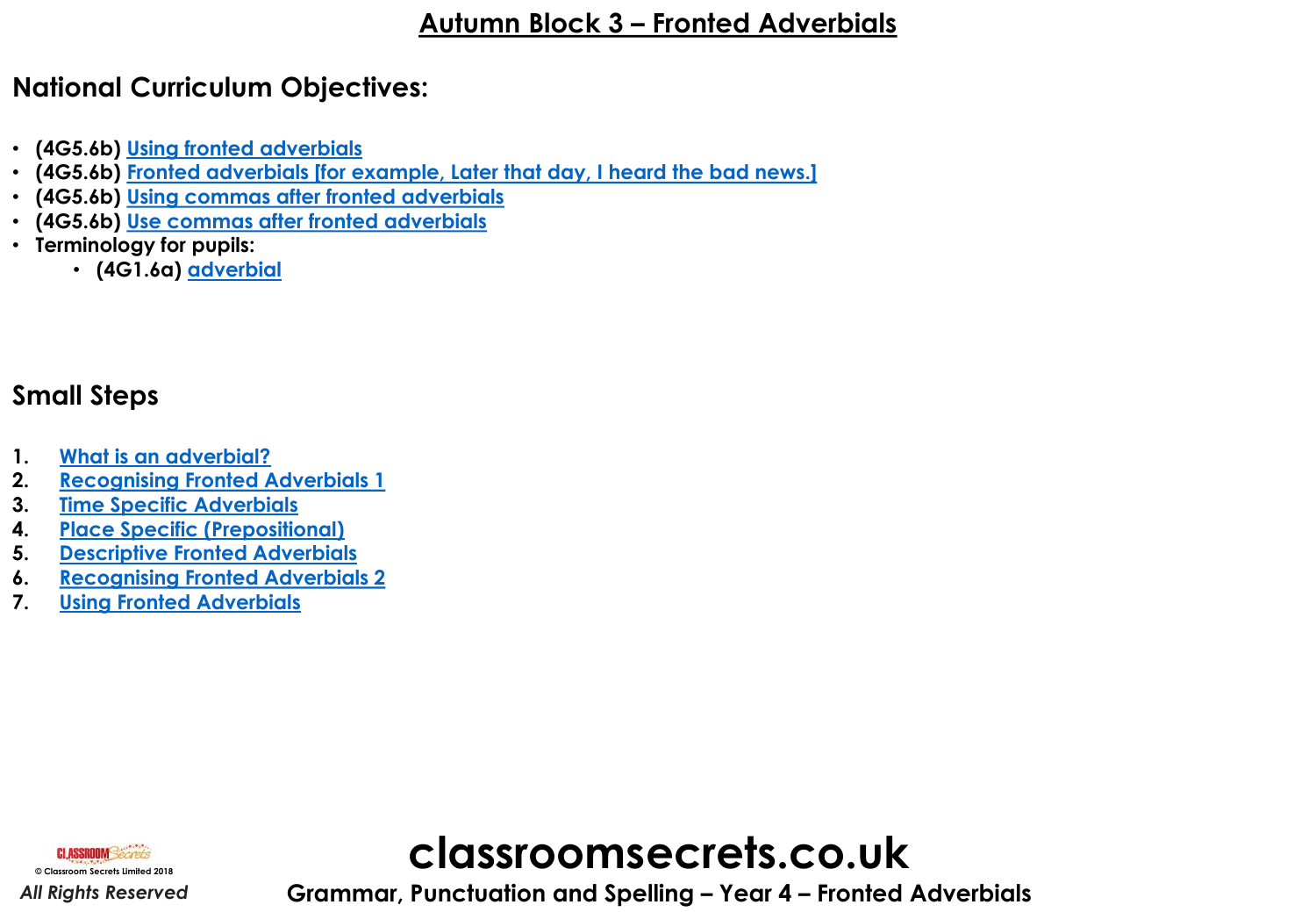# Autumn Block 3 – Fronted Adverbials

## National Curriculum Objectives:

- **(4G5.6b)** Using fronted adverbials
- **(4G5.6b)** Fronted adverbials [for example, Later that day, I heard the bad news.]
- **(4G5.6b)** Using commas after fronted adverbials
- **(4G5.6b)** Use commas after fronted adverbials
- **Terminology for pupils:**
  - **(4G1.6a)** adverbial

## Small Steps

1. What is an adverbial?
2. Recognising Fronted Adverbials 1
3. Time Specific Adverbials
4. Place Specific (Prepositional)
5. Descriptive Fronted Adverbials
6. Recognising Fronted Adverbials 2
7. Using Fronted Adverbials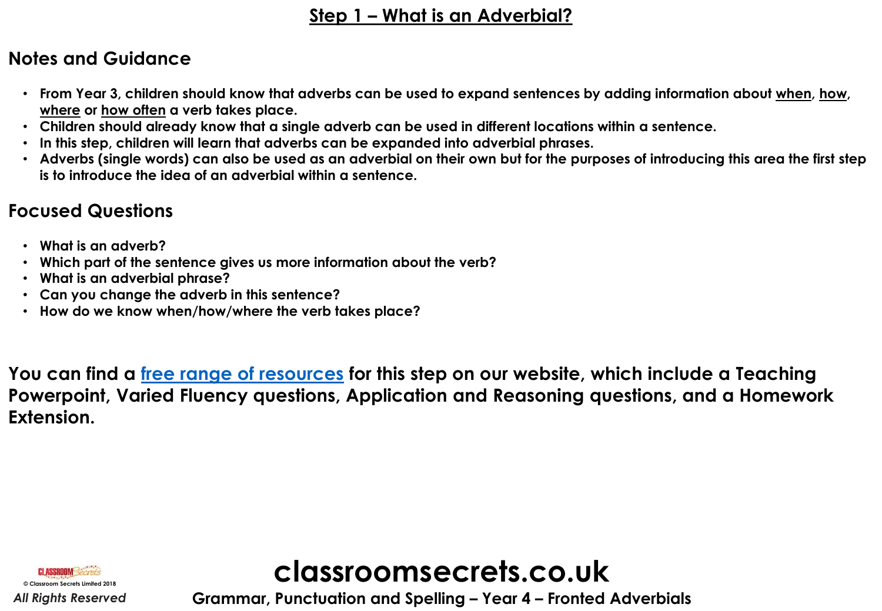# Step 1 – What is an Adverbial?

## Notes and Guidance

- **From Year 3, children should know that adverbs can be used to expand sentences by adding information about when, how, where or how often a verb takes place.**
- **Children should already know that a single adverb can be used in different locations within a sentence.**
- **In this step, children will learn that adverbs can be expanded into adverbial phrases.**
- **Adverbs (single words) can also be used as an adverbial on their own but for the purposes of introducing this area the first step is to introduce the idea of an adverbial within a sentence.**

## Focused Questions

- **What is an adverb?**
- **Which part of the sentence gives us more information about the verb?**
- **What is an adverbial phrase?**
- **Can you change the adverb in this sentence?**
- **How do we know when/how/where the verb takes place?**

**You can find a free range of resources for this step on our website, which include a Teaching Powerpoint, Varied Fluency questions, Application and Reasoning questions, and a Homework Extension.**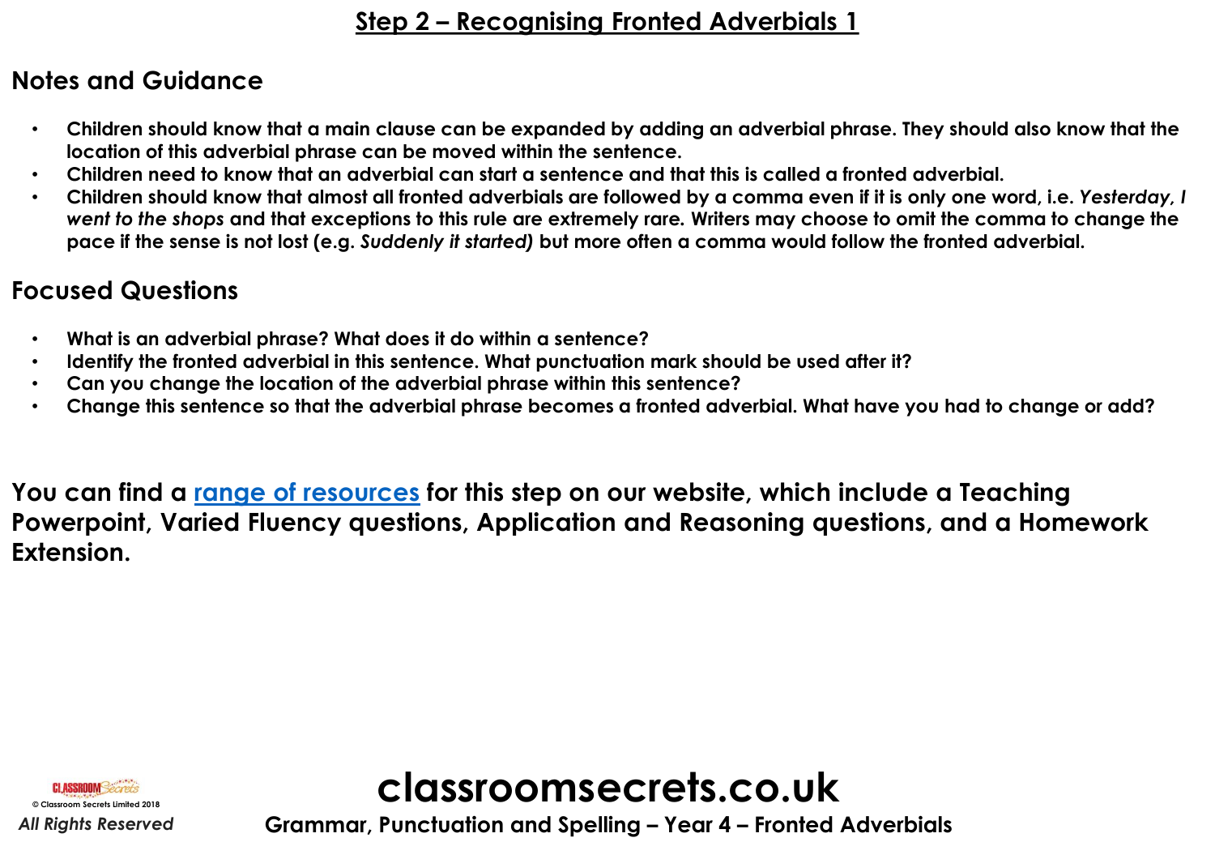# Step 2 – Recognising Fronted Adverbials 1

## Notes and Guidance

- Children should know that a main clause can be expanded by adding an adverbial phrase. They should also know that the location of this adverbial phrase can be moved within the sentence.
- Children need to know that an adverbial can start a sentence and that this is called a fronted adverbial.
- Children should know that almost all fronted adverbials are followed by a comma even if it is only one word, i.e. *Yesterday, I went to the shops* and that exceptions to this rule are extremely rare. Writers may choose to omit the comma to change the pace if the sense is not lost (e.g. *Suddenly it started)* but more often a comma would follow the fronted adverbial.

## Focused Questions

- What is an adverbial phrase? What does it do within a sentence?
- Identify the fronted adverbial in this sentence. What punctuation mark should be used after it?
- Can you change the location of the adverbial phrase within this sentence?
- Change this sentence so that the adverbial phrase becomes a fronted adverbial. What have you had to change or add?

**You can find a [range of resources] for this step on our website, which include a Teaching Powerpoint, Varied Fluency questions, Application and Reasoning questions, and a Homework Extension.**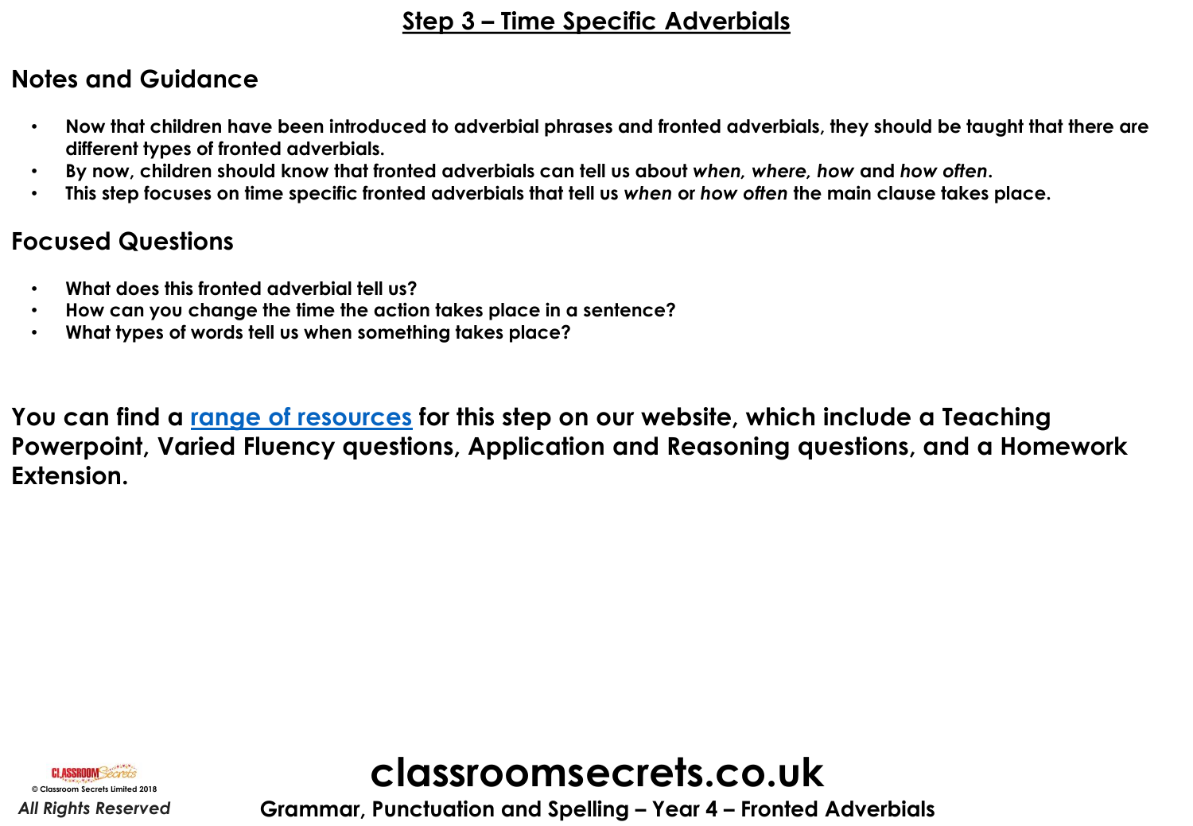# Step 3 – Time Specific Adverbials

## Notes and Guidance

- Now that children have been introduced to adverbial phrases and fronted adverbials, they should be taught that there are different types of fronted adverbials.
- By now, children should know that fronted adverbials can tell us about *when, where, how* and *how often*.
- This step focuses on time specific fronted adverbials that tell us *when* or *how often* the main clause takes place.

## Focused Questions

- What does this fronted adverbial tell us?
- How can you change the time the action takes place in a sentence?
- What types of words tell us when something takes place?

**You can find a range of resources for this step on our website, which include a Teaching Powerpoint, Varied Fluency questions, Application and Reasoning questions, and a Homework Extension.**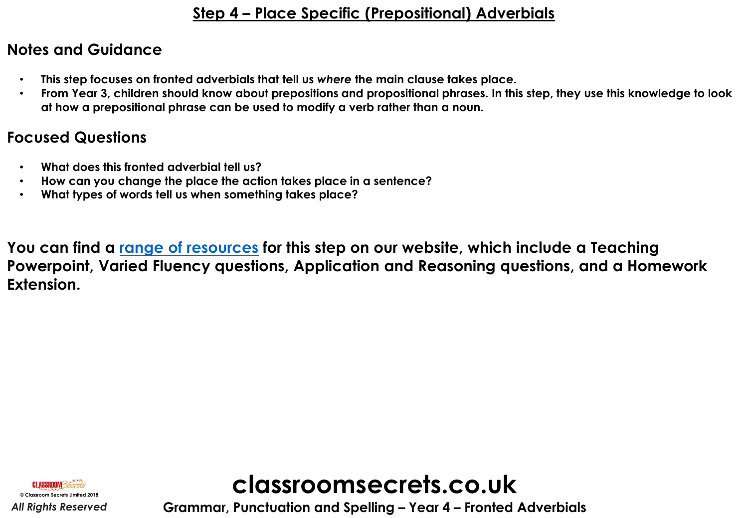# Step 4 – Place Specific (Prepositional) Adverbials

## Notes and Guidance

- **This step focuses on fronted adverbials that tell us *where* the main clause takes place.**
- **From Year 3, children should know about prepositions and propositional phrases. In this step, they use this knowledge to look at how a prepositional phrase can be used to modify a verb rather than a noun.**

## Focused Questions

- **What does this fronted adverbial tell us?**
- **How can you change the place the action takes place in a sentence?**
- **What types of words tell us when something takes place?**

**You can find a range of resources for this step on our website, which include a Teaching Powerpoint, Varied Fluency questions, Application and Reasoning questions, and a Homework Extension.**

© Classroom Secrets Limited 2018

*All Rights Reserved*

**classroomsecrets.co.uk**

**Grammar, Punctuation and Spelling – Year 4 – Fronted Adverbials**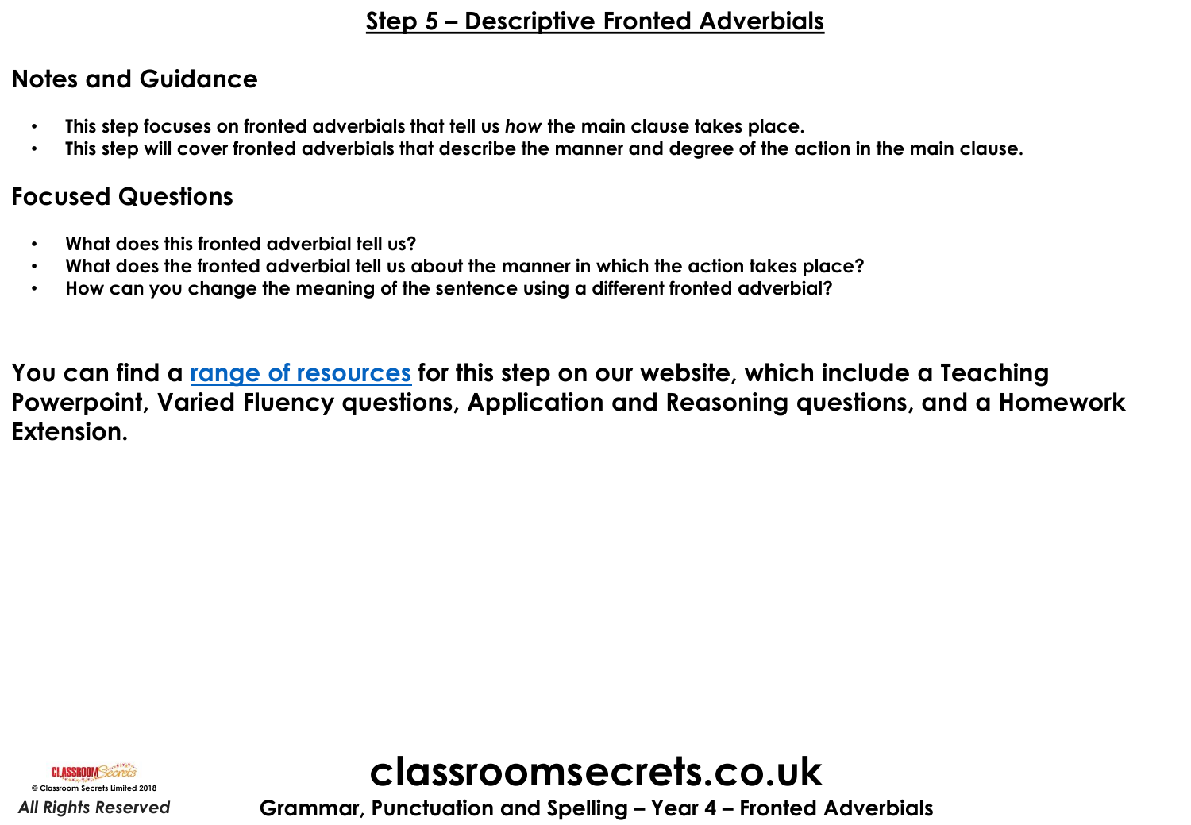## Step 5 – Descriptive Fronted Adverbials

### Notes and Guidance

- **This step focuses on fronted adverbials that tell us *how* the main clause takes place.**
- **This step will cover fronted adverbials that describe the manner and degree of the action in the main clause.**

### Focused Questions

- **What does this fronted adverbial tell us?**
- **What does the fronted adverbial tell us about the manner in which the action takes place?**
- **How can you change the meaning of the sentence using a different fronted adverbial?**

**You can find a range of resources for this step on our website, which include a Teaching Powerpoint, Varied Fluency questions, Application and Reasoning questions, and a Homework Extension.**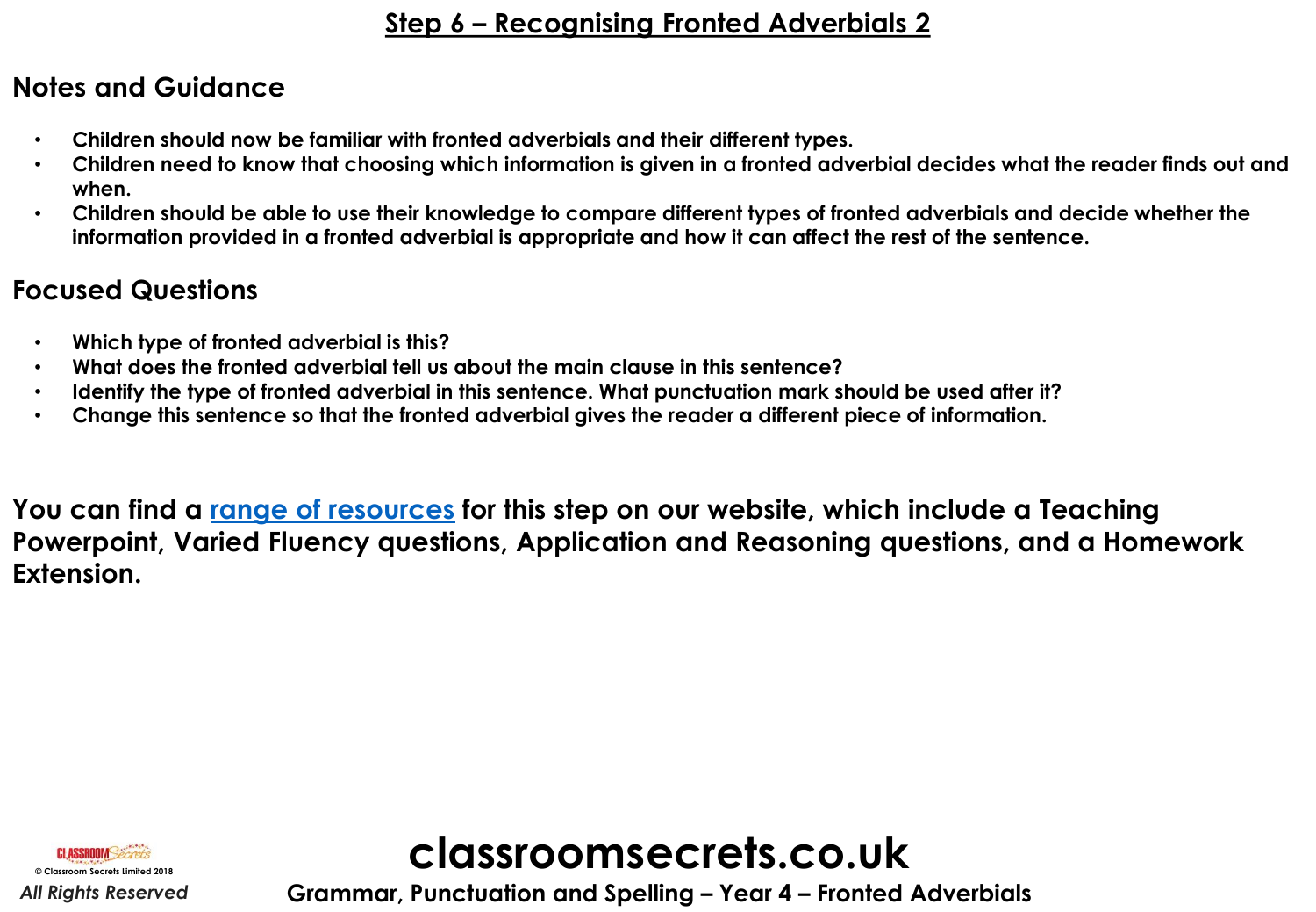# Step 6 – Recognising Fronted Adverbials 2

## Notes and Guidance

- Children should now be familiar with fronted adverbials and their different types.
- Children need to know that choosing which information is given in a fronted adverbial decides what the reader finds out and when.
- Children should be able to use their knowledge to compare different types of fronted adverbials and decide whether the information provided in a fronted adverbial is appropriate and how it can affect the rest of the sentence.

## Focused Questions

- Which type of fronted adverbial is this?
- What does the fronted adverbial tell us about the main clause in this sentence?
- Identify the type of fronted adverbial in this sentence. What punctuation mark should be used after it?
- Change this sentence so that the fronted adverbial gives the reader a different piece of information.

**You can find a range of resources for this step on our website, which include a Teaching Powerpoint, Varied Fluency questions, Application and Reasoning questions, and a Homework Extension.**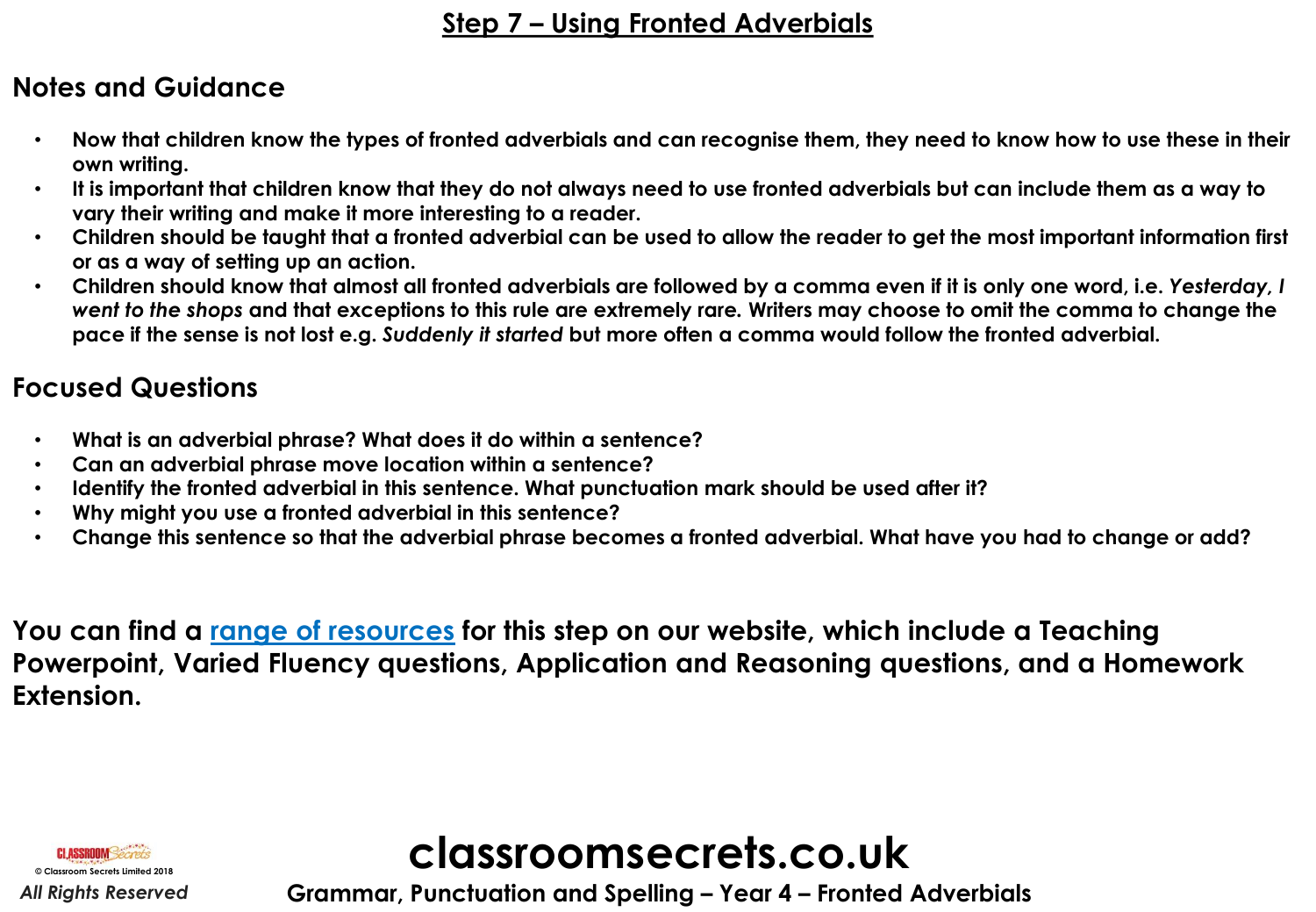# Step 7 – Using Fronted Adverbials

## Notes and Guidance

- Now that children know the types of fronted adverbials and can recognise them, they need to know how to use these in their own writing.
- It is important that children know that they do not always need to use fronted adverbials but can include them as a way to vary their writing and make it more interesting to a reader.
- Children should be taught that a fronted adverbial can be used to allow the reader to get the most important information first or as a way of setting up an action.
- Children should know that almost all fronted adverbials are followed by a comma even if it is only one word, i.e. *Yesterday, I went to the shops* and that exceptions to this rule are extremely rare. Writers may choose to omit the comma to change the pace if the sense is not lost e.g. *Suddenly it started* but more often a comma would follow the fronted adverbial.

## Focused Questions

- What is an adverbial phrase? What does it do within a sentence?
- Can an adverbial phrase move location within a sentence?
- Identify the fronted adverbial in this sentence. What punctuation mark should be used after it?
- Why might you use a fronted adverbial in this sentence?
- Change this sentence so that the adverbial phrase becomes a fronted adverbial. What have you had to change or add?

**You can find a range of resources for this step on our website, which include a Teaching Powerpoint, Varied Fluency questions, Application and Reasoning questions, and a Homework Extension.**